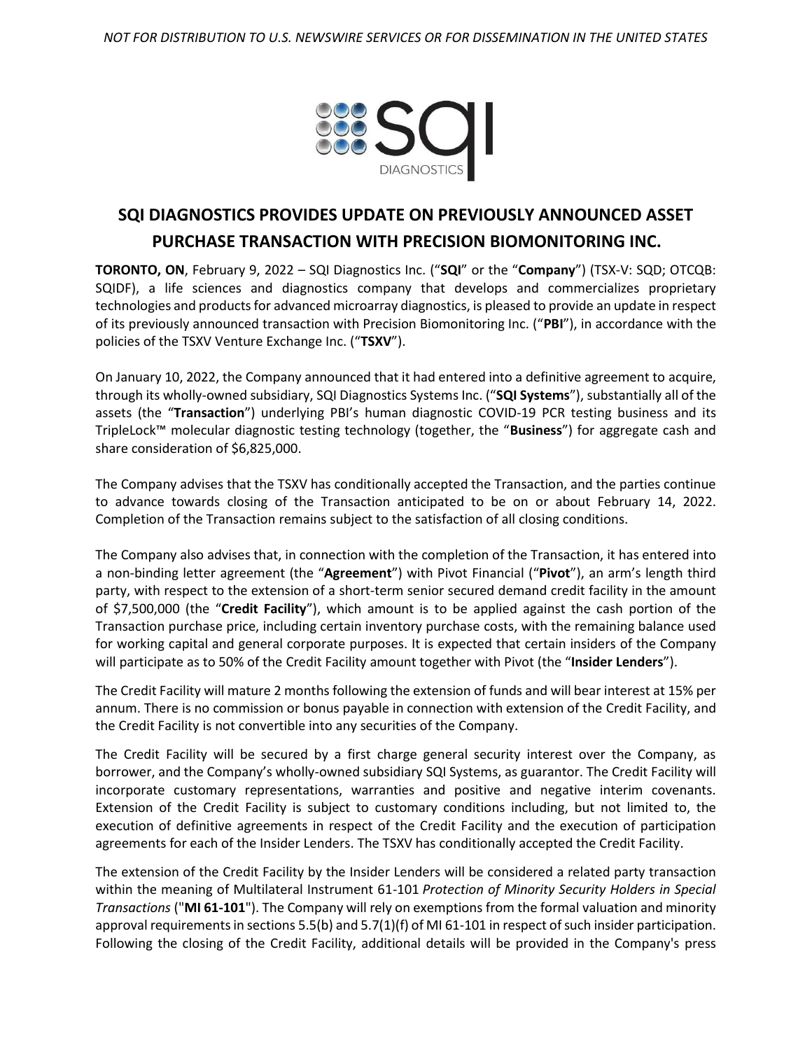*NOT FOR DISTRIBUTION TO U.S. NEWSWIRE SERVICES OR FOR DISSEMINATION IN THE UNITED STATES*

# SQI DIAGNOSTICS PROVIDES UPDATE ON PREVIOUSLY ANNOUNCED ASSET PURCHASE TRANSACTION WITH PRECISION BIOMONITORING INC.

**TORONTO, ON**, February 9, 2022 – SQI Diagnostics Inc. ("**SQI**" or the "**Company**") (TSX-V: SQD; OTCQB: SQIDF), a life sciences and diagnostics company that develops and commercializes proprietary technologies and products for advanced microarray diagnostics, is pleased to provide an update in respect of its previously announced transaction with Precision Biomonitoring Inc. ("**PBI**"), in accordance with the policies of the TSXV Venture Exchange Inc. ("**TSXV**").

On January 10, 2022, the Company announced that it had entered into a definitive agreement to acquire, through its wholly-owned subsidiary, SQI Diagnostics Systems Inc. ("**SQI Systems**"), substantially all of the assets (the "**Transaction**") underlying PBI's human diagnostic COVID-19 PCR testing business and its TripleLock™ molecular diagnostic testing technology (together, the "**Business**") for aggregate cash and share consideration of $6,825,000.

The Company advises that the TSXV has conditionally accepted the Transaction, and the parties continue to advance towards closing of the Transaction anticipated to be on or about February 14, 2022. Completion of the Transaction remains subject to the satisfaction of all closing conditions.

The Company also advises that, in connection with the completion of the Transaction, it has entered into a non-binding letter agreement (the "**Agreement**") with Pivot Financial ("**Pivot**"), an arm's length third party, with respect to the extension of a short-term senior secured demand credit facility in the amount of $7,500,000 (the "**Credit Facility**"), which amount is to be applied against the cash portion of the Transaction purchase price, including certain inventory purchase costs, with the remaining balance used for working capital and general corporate purposes. It is expected that certain insiders of the Company will participate as to 50% of the Credit Facility amount together with Pivot (the "**Insider Lenders**").

The Credit Facility will mature 2 months following the extension of funds and will bear interest at 15% per annum. There is no commission or bonus payable in connection with extension of the Credit Facility, and the Credit Facility is not convertible into any securities of the Company.

The Credit Facility will be secured by a first charge general security interest over the Company, as borrower, and the Company's wholly-owned subsidiary SQI Systems, as guarantor. The Credit Facility will incorporate customary representations, warranties and positive and negative interim covenants. Extension of the Credit Facility is subject to customary conditions including, but not limited to, the execution of definitive agreements in respect of the Credit Facility and the execution of participation agreements for each of the Insider Lenders. The TSXV has conditionally accepted the Credit Facility.

The extension of the Credit Facility by the Insider Lenders will be considered a related party transaction within the meaning of Multilateral Instrument 61-101 *Protection of Minority Security Holders in Special Transactions* ("**MI 61-101**"). The Company will rely on exemptions from the formal valuation and minority approval requirements in sections 5.5(b) and 5.7(1)(f) of MI 61-101 in respect of such insider participation. Following the closing of the Credit Facility, additional details will be provided in the Company's press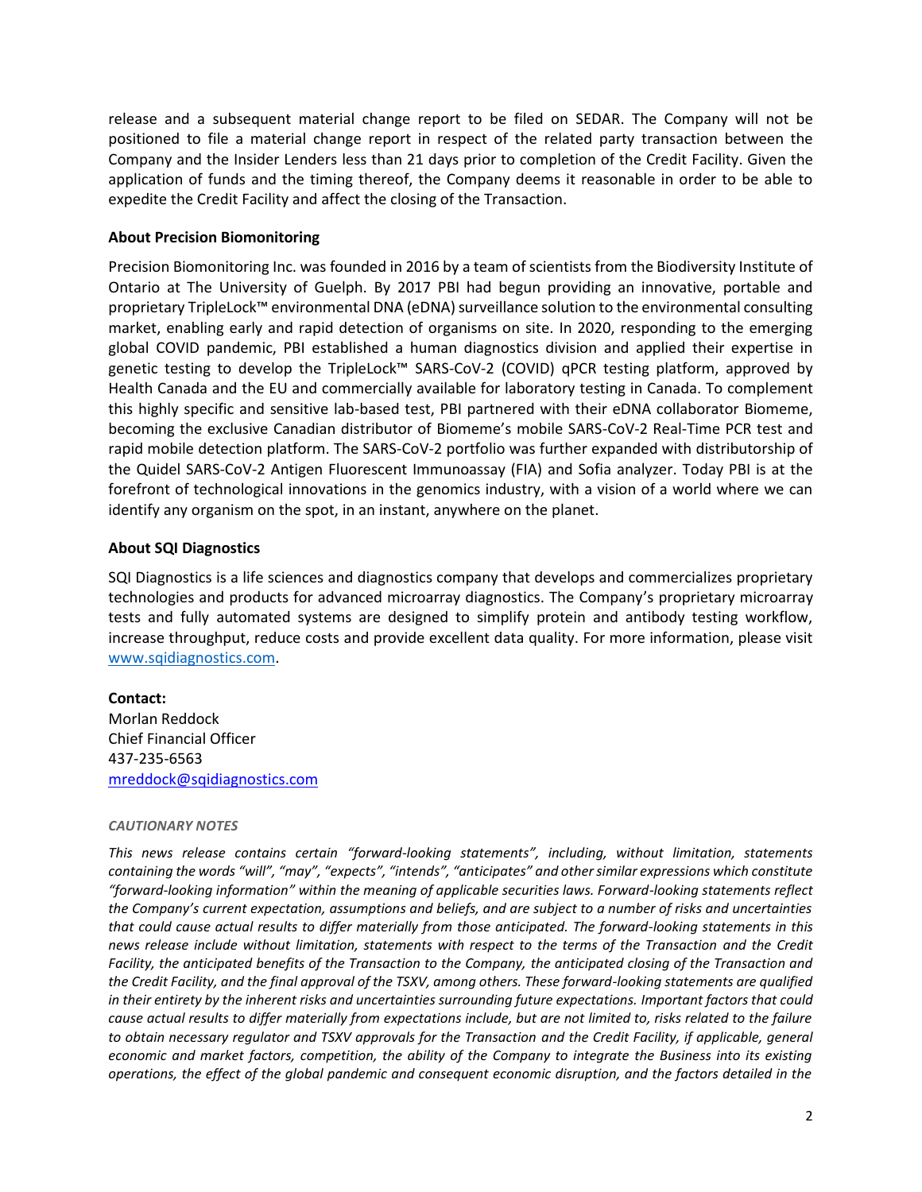release and a subsequent material change report to be filed on SEDAR. The Company will not be positioned to file a material change report in respect of the related party transaction between the Company and the Insider Lenders less than 21 days prior to completion of the Credit Facility. Given the application of funds and the timing thereof, the Company deems it reasonable in order to be able to expedite the Credit Facility and affect the closing of the Transaction.

**About Precision Biomonitoring**

Precision Biomonitoring Inc. was founded in 2016 by a team of scientists from the Biodiversity Institute of Ontario at The University of Guelph. By 2017 PBI had begun providing an innovative, portable and proprietary TripleLock™ environmental DNA (eDNA) surveillance solution to the environmental consulting market, enabling early and rapid detection of organisms on site. In 2020, responding to the emerging global COVID pandemic, PBI established a human diagnostics division and applied their expertise in genetic testing to develop the TripleLock™ SARS-CoV-2 (COVID) qPCR testing platform, approved by Health Canada and the EU and commercially available for laboratory testing in Canada. To complement this highly specific and sensitive lab-based test, PBI partnered with their eDNA collaborator Biomeme, becoming the exclusive Canadian distributor of Biomeme's mobile SARS-CoV-2 Real-Time PCR test and rapid mobile detection platform. The SARS-CoV-2 portfolio was further expanded with distributorship of the Quidel SARS-CoV-2 Antigen Fluorescent Immunoassay (FIA) and Sofia analyzer. Today PBI is at the forefront of technological innovations in the genomics industry, with a vision of a world where we can identify any organism on the spot, in an instant, anywhere on the planet.

**About SQI Diagnostics**

SQI Diagnostics is a life sciences and diagnostics company that develops and commercializes proprietary technologies and products for advanced microarray diagnostics. The Company's proprietary microarray tests and fully automated systems are designed to simplify protein and antibody testing workflow, increase throughput, reduce costs and provide excellent data quality. For more information, please visit www.sqidiagnostics.com.

**Contact:**
Morlan Reddock
Chief Financial Officer
437-235-6563
mreddock@sqidiagnostics.com

***CAUTIONARY NOTES***

*This news release contains certain "forward-looking statements", including, without limitation, statements containing the words "will", "may", "expects", "intends", "anticipates" and other similar expressions which constitute "forward-looking information" within the meaning of applicable securities laws. Forward-looking statements reflect the Company's current expectation, assumptions and beliefs, and are subject to a number of risks and uncertainties that could cause actual results to differ materially from those anticipated. The forward-looking statements in this news release include without limitation, statements with respect to the terms of the Transaction and the Credit Facility, the anticipated benefits of the Transaction to the Company, the anticipated closing of the Transaction and the Credit Facility, and the final approval of the TSXV, among others. These forward-looking statements are qualified in their entirety by the inherent risks and uncertainties surrounding future expectations. Important factors that could cause actual results to differ materially from expectations include, but are not limited to, risks related to the failure to obtain necessary regulator and TSXV approvals for the Transaction and the Credit Facility, if applicable, general economic and market factors, competition, the ability of the Company to integrate the Business into its existing operations, the effect of the global pandemic and consequent economic disruption, and the factors detailed in the*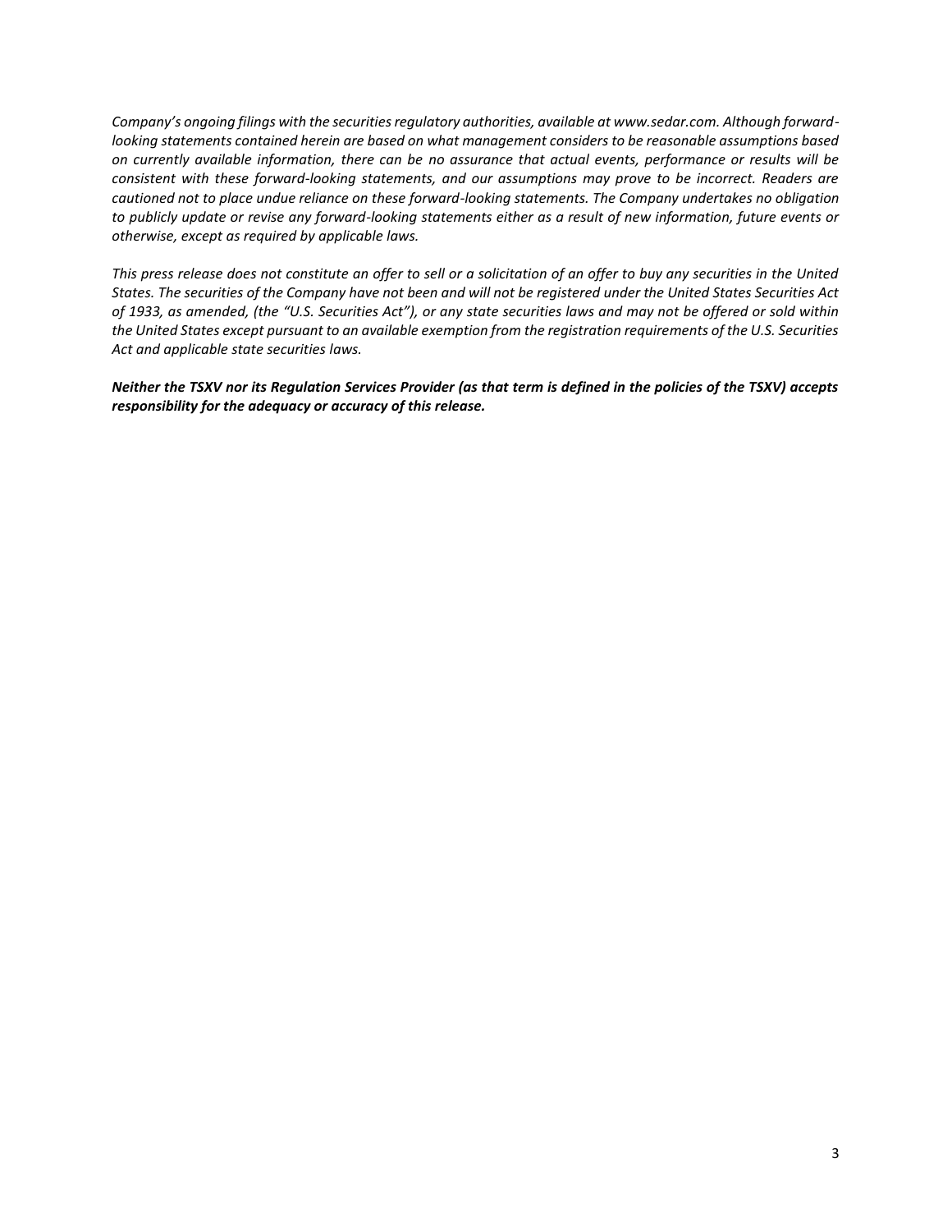*Company's ongoing filings with the securities regulatory authorities, available at www.sedar.com. Although forward-looking statements contained herein are based on what management considers to be reasonable assumptions based on currently available information, there can be no assurance that actual events, performance or results will be consistent with these forward-looking statements, and our assumptions may prove to be incorrect. Readers are cautioned not to place undue reliance on these forward-looking statements. The Company undertakes no obligation to publicly update or revise any forward-looking statements either as a result of new information, future events or otherwise, except as required by applicable laws.*

*This press release does not constitute an offer to sell or a solicitation of an offer to buy any securities in the United States. The securities of the Company have not been and will not be registered under the United States Securities Act of 1933, as amended, (the "U.S. Securities Act"), or any state securities laws and may not be offered or sold within the United States except pursuant to an available exemption from the registration requirements of the U.S. Securities Act and applicable state securities laws.*

***Neither the TSXV nor its Regulation Services Provider (as that term is defined in the policies of the TSXV) accepts responsibility for the adequacy or accuracy of this release.***